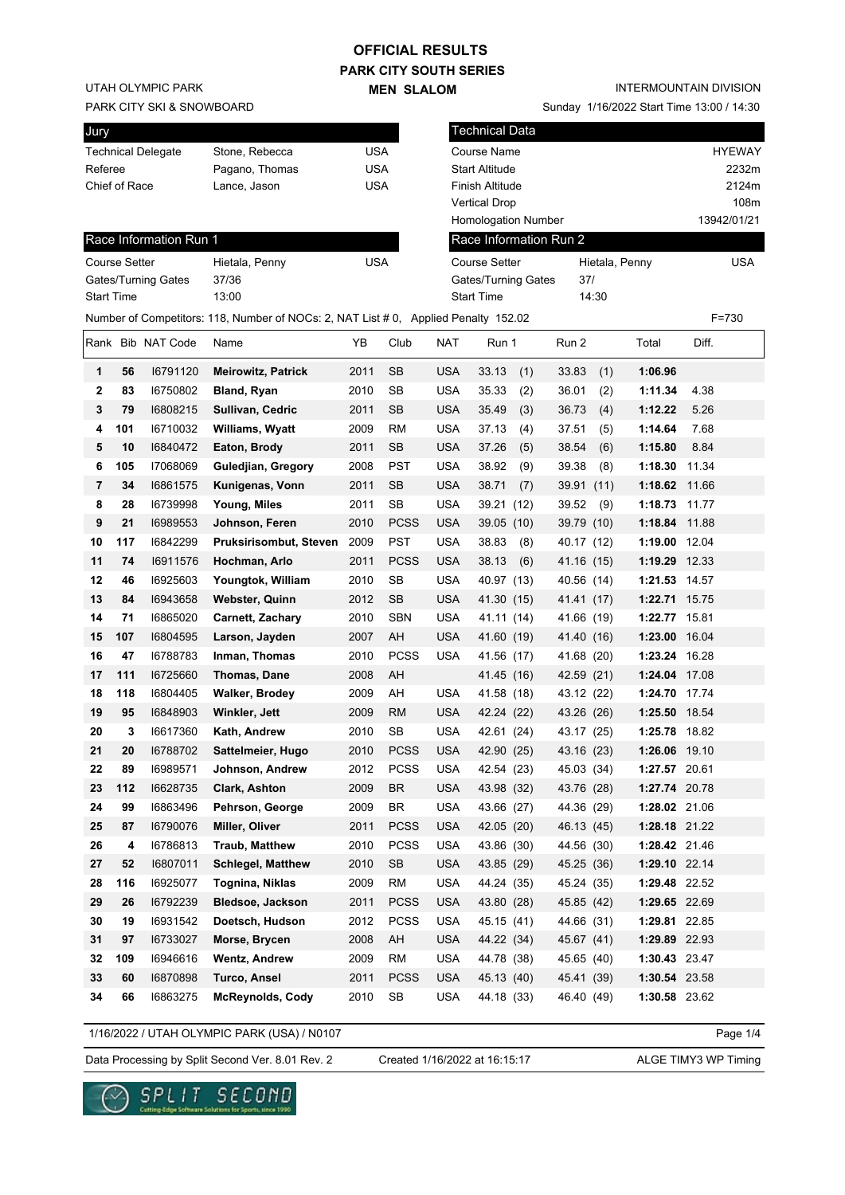# OFFICIAL RESULTS

## PARK CITY SOUTH SERIES

## MEN SLALOM

UTAH OLYMPIC PARK
PARK CITY SKI & SNOWBOARD

INTERMOUNTAIN DIVISION
Sunday 1/16/2022 Start Time 13:00 / 14:30

| Jury | | |
|---|---|---|
| Technical Delegate | Stone, Rebecca | USA |
| Referee | Pagano, Thomas | USA |
| Chief of Race | Lance, Jason | USA |

| Technical Data | |
|---|---|
| Course Name | HYEWAY |
| Start Altitude | 2232m |
| Finish Altitude | 2124m |
| Vertical Drop | 108m |
| Homologation Number | 13942/01/21 |

| Race Information Run 1 | | |
|---|---|---|
| Course Setter | Hietala, Penny | USA |
| Gates/Turning Gates | 37/36 | |
| Start Time | 13:00 | |

| Race Information Run 2 | | |
|---|---|---|
| Course Setter | Hietala, Penny | USA |
| Gates/Turning Gates | 37/ | |
| Start Time | 14:30 | |

Number of Competitors: 118, Number of NOCs: 2, NAT List # 0, Applied Penalty 152.02 F=730

| Rank | Bib | NAT Code | Name | YB | Club | NAT | Run 1 | Run 2 | Total | Diff. |
|---|---|---|---|---|---|---|---|---|---|---|
| 1 | 56 | I6791120 | **Meirowitz, Patrick** | 2011 | SB | USA | 33.13 (1) | 33.83 (1) | **1:06.96** | |
| 2 | 83 | I6750802 | **Bland, Ryan** | 2010 | SB | USA | 35.33 (2) | 36.01 (2) | **1:11.34** | 4.38 |
| 3 | 79 | I6808215 | **Sullivan, Cedric** | 2011 | SB | USA | 35.49 (3) | 36.73 (4) | **1:12.22** | 5.26 |
| 4 | 101 | I6710032 | **Williams, Wyatt** | 2009 | RM | USA | 37.13 (4) | 37.51 (5) | **1:14.64** | 7.68 |
| 5 | 10 | I6840472 | **Eaton, Brody** | 2011 | SB | USA | 37.26 (5) | 38.54 (6) | **1:15.80** | 8.84 |
| 6 | 105 | I7068069 | **Guledjian, Gregory** | 2008 | PST | USA | 38.92 (9) | 39.38 (8) | **1:18.30** | 11.34 |
| 7 | 34 | I6861575 | **Kunigenas, Vonn** | 2011 | SB | USA | 38.71 (7) | 39.91 (11) | **1:18.62** | 11.66 |
| 8 | 28 | I6739998 | **Young, Miles** | 2011 | SB | USA | 39.21 (12) | 39.52 (9) | **1:18.73** | 11.77 |
| 9 | 21 | I6989553 | **Johnson, Feren** | 2010 | PCSS | USA | 39.05 (10) | 39.79 (10) | **1:18.84** | 11.88 |
| 10 | 117 | I6842299 | **Pruksirisombut, Steven** | 2009 | PST | USA | 38.83 (8) | 40.17 (12) | **1:19.00** | 12.04 |
| 11 | 74 | I6911576 | **Hochman, Arlo** | 2011 | PCSS | USA | 38.13 (6) | 41.16 (15) | **1:19.29** | 12.33 |
| 12 | 46 | I6925603 | **Youngtok, William** | 2010 | SB | USA | 40.97 (13) | 40.56 (14) | **1:21.53** | 14.57 |
| 13 | 84 | I6943658 | **Webster, Quinn** | 2012 | SB | USA | 41.30 (15) | 41.41 (17) | **1:22.71** | 15.75 |
| 14 | 71 | I6865020 | **Carnett, Zachary** | 2010 | SBN | USA | 41.11 (14) | 41.66 (19) | **1:22.77** | 15.81 |
| 15 | 107 | I6804595 | **Larson, Jayden** | 2007 | AH | USA | 41.60 (19) | 41.40 (16) | **1:23.00** | 16.04 |
| 16 | 47 | I6788783 | **Inman, Thomas** | 2010 | PCSS | USA | 41.56 (17) | 41.68 (20) | **1:23.24** | 16.28 |
| 17 | 111 | I6725660 | **Thomas, Dane** | 2008 | AH | | 41.45 (16) | 42.59 (21) | **1:24.04** | 17.08 |
| 18 | 118 | I6804405 | **Walker, Brodey** | 2009 | AH | USA | 41.58 (18) | 43.12 (22) | **1:24.70** | 17.74 |
| 19 | 95 | I6848903 | **Winkler, Jett** | 2009 | RM | USA | 42.24 (22) | 43.26 (26) | **1:25.50** | 18.54 |
| 20 | 3 | I6617360 | **Kath, Andrew** | 2010 | SB | USA | 42.61 (24) | 43.17 (25) | **1:25.78** | 18.82 |
| 21 | 20 | I6788702 | **Sattelmeier, Hugo** | 2010 | PCSS | USA | 42.90 (25) | 43.16 (23) | **1:26.06** | 19.10 |
| 22 | 89 | I6989571 | **Johnson, Andrew** | 2012 | PCSS | USA | 42.54 (23) | 45.03 (34) | **1:27.57** | 20.61 |
| 23 | 112 | I6628735 | **Clark, Ashton** | 2009 | BR | USA | 43.98 (32) | 43.76 (28) | **1:27.74** | 20.78 |
| 24 | 99 | I6863496 | **Pehrson, George** | 2009 | BR | USA | 43.66 (27) | 44.36 (29) | **1:28.02** | 21.06 |
| 25 | 87 | I6790076 | **Miller, Oliver** | 2011 | PCSS | USA | 42.05 (20) | 46.13 (45) | **1:28.18** | 21.22 |
| 26 | 4 | I6786813 | **Traub, Matthew** | 2010 | PCSS | USA | 43.86 (30) | 44.56 (30) | **1:28.42** | 21.46 |
| 27 | 52 | I6807011 | **Schlegel, Matthew** | 2010 | SB | USA | 43.85 (29) | 45.25 (36) | **1:29.10** | 22.14 |
| 28 | 116 | I6925077 | **Tognina, Niklas** | 2009 | RM | USA | 44.24 (35) | 45.24 (35) | **1:29.48** | 22.52 |
| 29 | 26 | I6792239 | **Bledsoe, Jackson** | 2011 | PCSS | USA | 43.80 (28) | 45.85 (42) | **1:29.65** | 22.69 |
| 30 | 19 | I6931542 | **Doetsch, Hudson** | 2012 | PCSS | USA | 45.15 (41) | 44.66 (31) | **1:29.81** | 22.85 |
| 31 | 97 | I6733027 | **Morse, Brycen** | 2008 | AH | USA | 44.22 (34) | 45.67 (41) | **1:29.89** | 22.93 |
| 32 | 109 | I6946616 | **Wentz, Andrew** | 2009 | RM | USA | 44.78 (38) | 45.65 (40) | **1:30.43** | 23.47 |
| 33 | 60 | I6870898 | **Turco, Ansel** | 2011 | PCSS | USA | 45.13 (40) | 45.41 (39) | **1:30.54** | 23.58 |
| 34 | 66 | I6863275 | **McReynolds, Cody** | 2010 | SB | USA | 44.18 (33) | 46.40 (49) | **1:30.58** | 23.62 |

1/16/2022 / UTAH OLYMPIC PARK (USA) / N0107

Data Processing by Split Second Ver. 8.01 Rev. 2 Created 1/16/2022 at 16:15:17 ALGE TIMY3 WP Timing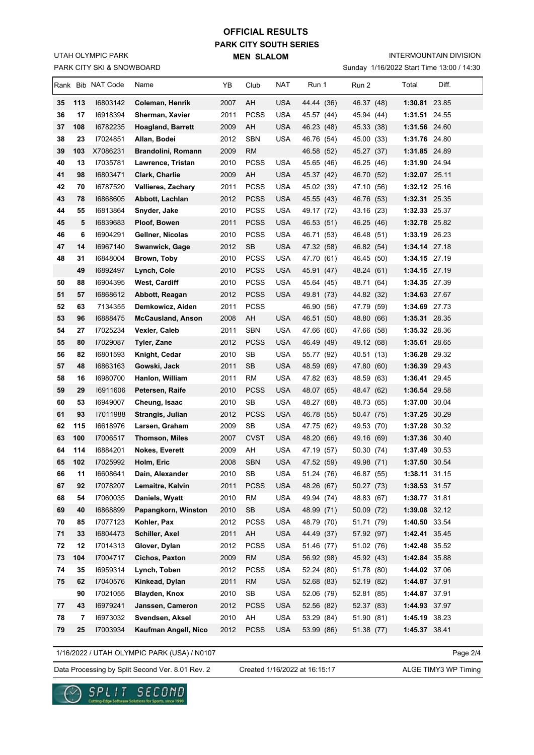# OFFICIAL RESULTS
## PARK CITY SOUTH SERIES
### MEN SLALOM

UTAH OLYMPIC PARK
PARK CITY SKI & SNOWBOARD

INTERMOUNTAIN DIVISION
Sunday 1/16/2022 Start Time 13:00 / 14:30

| Rank | Bib | NAT Code | Name | YB | Club | NAT | Run 1 | Run 2 | Total | Diff. |
|---|---|---|---|---|---|---|---|---|---|---|
| 35 | 113 | I6803142 | **Coleman, Henrik** | 2007 | AH | USA | 44.44 (36) | 46.37 (48) | **1:30.81** | 23.85 |
| 36 | 17 | I6918394 | **Sherman, Xavier** | 2011 | PCSS | USA | 45.57 (44) | 45.94 (44) | **1:31.51** | 24.55 |
| 37 | 108 | I6782235 | **Hoagland, Barrett** | 2009 | AH | USA | 46.23 (48) | 45.33 (38) | **1:31.56** | 24.60 |
| 38 | 23 | I7024851 | **Allan, Bodei** | 2012 | SBN | USA | 46.76 (54) | 45.00 (33) | **1:31.76** | 24.80 |
| 39 | 103 | X7086231 | **Brandolini, Romann** | 2009 | RM | | 46.58 (52) | 45.27 (37) | **1:31.85** | 24.89 |
| 40 | 13 | I7035781 | **Lawrence, Tristan** | 2010 | PCSS | USA | 45.65 (46) | 46.25 (46) | **1:31.90** | 24.94 |
| 41 | 98 | I6803471 | **Clark, Charlie** | 2009 | AH | USA | 45.37 (42) | 46.70 (52) | **1:32.07** | 25.11 |
| 42 | 70 | I6787520 | **Vallieres, Zachary** | 2011 | PCSS | USA | 45.02 (39) | 47.10 (56) | **1:32.12** | 25.16 |
| 43 | 78 | I6868605 | **Abbott, Lachlan** | 2012 | PCSS | USA | 45.55 (43) | 46.76 (53) | **1:32.31** | 25.35 |
| 44 | 55 | I6813864 | **Snyder, Jake** | 2010 | PCSS | USA | 49.17 (72) | 43.16 (23) | **1:32.33** | 25.37 |
| 45 | 5 | I6839683 | **Ploof, Bowen** | 2011 | PCSS | USA | 46.53 (51) | 46.25 (46) | **1:32.78** | 25.82 |
| 46 | 6 | I6904291 | **Gellner, Nicolas** | 2010 | PCSS | USA | 46.71 (53) | 46.48 (51) | **1:33.19** | 26.23 |
| 47 | 14 | I6967140 | **Swanwick, Gage** | 2012 | SB | USA | 47.32 (58) | 46.82 (54) | **1:34.14** | 27.18 |
| 48 | 31 | I6848004 | **Brown, Toby** | 2010 | PCSS | USA | 47.70 (61) | 46.45 (50) | **1:34.15** | 27.19 |
| | 49 | I6892497 | **Lynch, Cole** | 2010 | PCSS | USA | 45.91 (47) | 48.24 (61) | **1:34.15** | 27.19 |
| 50 | 88 | I6904395 | **West, Cardiff** | 2010 | PCSS | USA | 45.64 (45) | 48.71 (64) | **1:34.35** | 27.39 |
| 51 | 57 | I6868612 | **Abbott, Reagan** | 2012 | PCSS | USA | 49.81 (73) | 44.82 (32) | **1:34.63** | 27.67 |
| 52 | 63 | 7134355 | **Demkowicz, Aiden** | 2011 | PCSS | | 46.90 (56) | 47.79 (59) | **1:34.69** | 27.73 |
| 53 | 96 | I6888475 | **McCausland, Anson** | 2008 | AH | USA | 46.51 (50) | 48.80 (66) | **1:35.31** | 28.35 |
| 54 | 27 | I7025234 | **Vexler, Caleb** | 2011 | SBN | USA | 47.66 (60) | 47.66 (58) | **1:35.32** | 28.36 |
| 55 | 80 | I7029087 | **Tyler, Zane** | 2012 | PCSS | USA | 46.49 (49) | 49.12 (68) | **1:35.61** | 28.65 |
| 56 | 82 | I6801593 | **Knight, Cedar** | 2010 | SB | USA | 55.77 (92) | 40.51 (13) | **1:36.28** | 29.32 |
| 57 | 48 | I6863163 | **Gowski, Jack** | 2011 | SB | USA | 48.59 (69) | 47.80 (60) | **1:36.39** | 29.43 |
| 58 | 16 | I6980700 | **Hanlon, William** | 2011 | RM | USA | 47.82 (63) | 48.59 (63) | **1:36.41** | 29.45 |
| 59 | 29 | I6911606 | **Petersen, Raife** | 2010 | PCSS | USA | 48.07 (65) | 48.47 (62) | **1:36.54** | 29.58 |
| 60 | 53 | I6949007 | **Cheung, Isaac** | 2010 | SB | USA | 48.27 (68) | 48.73 (65) | **1:37.00** | 30.04 |
| 61 | 93 | I7011988 | **Strangis, Julian** | 2012 | PCSS | USA | 46.78 (55) | 50.47 (75) | **1:37.25** | 30.29 |
| 62 | 115 | I6618976 | **Larsen, Graham** | 2009 | SB | USA | 47.75 (62) | 49.53 (70) | **1:37.28** | 30.32 |
| 63 | 100 | I7006517 | **Thomson, Miles** | 2007 | CVST | USA | 48.20 (66) | 49.16 (69) | **1:37.36** | 30.40 |
| 64 | 114 | I6884201 | **Nokes, Everett** | 2009 | AH | USA | 47.19 (57) | 50.30 (74) | **1:37.49** | 30.53 |
| 65 | 102 | I7025992 | **Holm, Eric** | 2008 | SBN | USA | 47.52 (59) | 49.98 (71) | **1:37.50** | 30.54 |
| 66 | 11 | I6608641 | **Dain, Alexander** | 2010 | SB | USA | 51.24 (76) | 46.87 (55) | **1:38.11** | 31.15 |
| 67 | 92 | I7078207 | **Lemaitre, Kalvin** | 2011 | PCSS | USA | 48.26 (67) | 50.27 (73) | **1:38.53** | 31.57 |
| 68 | 54 | I7060035 | **Daniels, Wyatt** | 2010 | RM | USA | 49.94 (74) | 48.83 (67) | **1:38.77** | 31.81 |
| 69 | 40 | I6868899 | **Papangkorn, Winston** | 2010 | SB | USA | 48.99 (71) | 50.09 (72) | **1:39.08** | 32.12 |
| 70 | 85 | I7077123 | **Kohler, Pax** | 2012 | PCSS | USA | 48.79 (70) | 51.71 (79) | **1:40.50** | 33.54 |
| 71 | 33 | I6804473 | **Schiller, Axel** | 2011 | AH | USA | 44.49 (37) | 57.92 (97) | **1:42.41** | 35.45 |
| 72 | 12 | I7014313 | **Glover, Dylan** | 2012 | PCSS | USA | 51.46 (77) | 51.02 (76) | **1:42.48** | 35.52 |
| 73 | 104 | I7004717 | **Cichos, Paxton** | 2009 | RM | USA | 56.92 (98) | 45.92 (43) | **1:42.84** | 35.88 |
| 74 | 35 | I6959314 | **Lynch, Toben** | 2012 | PCSS | USA | 52.24 (80) | 51.78 (80) | **1:44.02** | 37.06 |
| 75 | 62 | I7040576 | **Kinkead, Dylan** | 2011 | RM | USA | 52.68 (83) | 52.19 (82) | **1:44.87** | 37.91 |
| | 90 | I7021055 | **Blayden, Knox** | 2010 | SB | USA | 52.06 (79) | 52.81 (85) | **1:44.87** | 37.91 |
| 77 | 43 | I6979241 | **Janssen, Cameron** | 2012 | PCSS | USA | 52.56 (82) | 52.37 (83) | **1:44.93** | 37.97 |
| 78 | 7 | I6973032 | **Svendsen, Aksel** | 2010 | AH | USA | 53.29 (84) | 51.90 (81) | **1:45.19** | 38.23 |
| 79 | 25 | I7003934 | **Kaufman Angell, Nico** | 2012 | PCSS | USA | 53.99 (86) | 51.38 (77) | **1:45.37** | 38.41 |

1/16/2022 / UTAH OLYMPIC PARK (USA) / N0107

Data Processing by Split Second Ver. 8.01 Rev. 2 — Created 1/16/2022 at 16:15:17 — ALGE TIMY3 WP Timing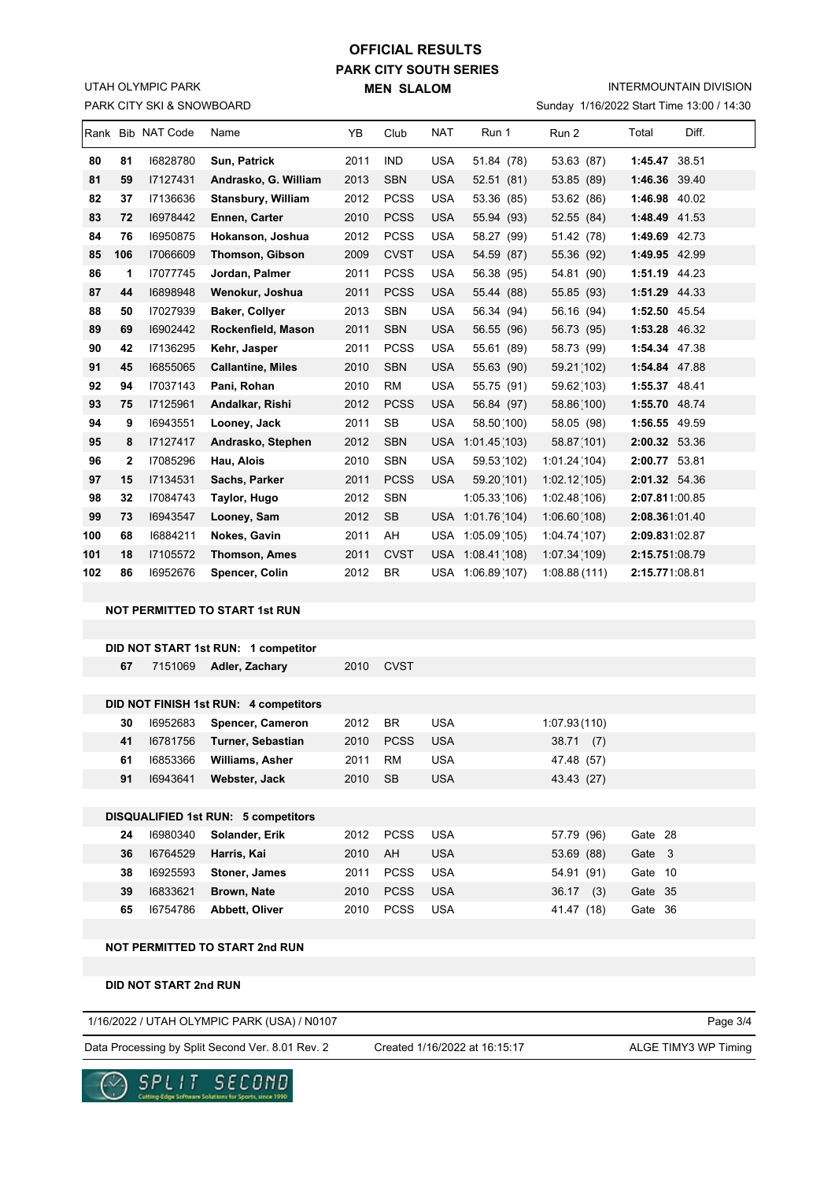# OFFICIAL RESULTS

## PARK CITY SOUTH SERIES

## MEN SLALOM

UTAH OLYMPIC PARK
PARK CITY SKI & SNOWBOARD

INTERMOUNTAIN DIVISION
Sunday 1/16/2022 Start Time 13:00 / 14:30

| Rank | Bib | NAT Code | Name | YB | Club | NAT | Run 1 | Run 2 | Total | Diff. |
|---|---|---|---|---|---|---|---|---|---|---|
| 80 | 81 | I6828780 | **Sun, Patrick** | 2011 | IND | USA | 51.84 (78) | 53.63 (87) | **1:45.47** | 38.51 |
| 81 | 59 | I7127431 | **Andrasko, G. William** | 2013 | SBN | USA | 52.51 (81) | 53.85 (89) | **1:46.36** | 39.40 |
| 82 | 37 | I7136636 | **Stansbury, William** | 2012 | PCSS | USA | 53.36 (85) | 53.62 (86) | **1:46.98** | 40.02 |
| 83 | 72 | I6978442 | **Ennen, Carter** | 2010 | PCSS | USA | 55.94 (93) | 52.55 (84) | **1:48.49** | 41.53 |
| 84 | 76 | I6950875 | **Hokanson, Joshua** | 2012 | PCSS | USA | 58.27 (99) | 51.42 (78) | **1:49.69** | 42.73 |
| 85 | 106 | I7066609 | **Thomson, Gibson** | 2009 | CVST | USA | 54.59 (87) | 55.36 (92) | **1:49.95** | 42.99 |
| 86 | 1 | I7077745 | **Jordan, Palmer** | 2011 | PCSS | USA | 56.38 (95) | 54.81 (90) | **1:51.19** | 44.23 |
| 87 | 44 | I6898948 | **Wenokur, Joshua** | 2011 | PCSS | USA | 55.44 (88) | 55.85 (93) | **1:51.29** | 44.33 |
| 88 | 50 | I7027939 | **Baker, Collyer** | 2013 | SBN | USA | 56.34 (94) | 56.16 (94) | **1:52.50** | 45.54 |
| 89 | 69 | I6902442 | **Rockenfield, Mason** | 2011 | SBN | USA | 56.55 (96) | 56.73 (95) | **1:53.28** | 46.32 |
| 90 | 42 | I7136295 | **Kehr, Jasper** | 2011 | PCSS | USA | 55.61 (89) | 58.73 (99) | **1:54.34** | 47.38 |
| 91 | 45 | I6855065 | **Callantine, Miles** | 2010 | SBN | USA | 55.63 (90) | 59.21 (102) | **1:54.84** | 47.88 |
| 92 | 94 | I7037143 | **Pani, Rohan** | 2010 | RM | USA | 55.75 (91) | 59.62 (103) | **1:55.37** | 48.41 |
| 93 | 75 | I7125961 | **Andalkar, Rishi** | 2012 | PCSS | USA | 56.84 (97) | 58.86 (100) | **1:55.70** | 48.74 |
| 94 | 9 | I6943551 | **Looney, Jack** | 2011 | SB | USA | 58.50 (100) | 58.05 (98) | **1:56.55** | 49.59 |
| 95 | 8 | I7127417 | **Andrasko, Stephen** | 2012 | SBN | USA | 1:01.45 (103) | 58.87 (101) | **2:00.32** | 53.36 |
| 96 | 2 | I7085296 | **Hau, Alois** | 2010 | SBN | USA | 59.53 (102) | 1:01.24 (104) | **2:00.77** | 53.81 |
| 97 | 15 | I7134531 | **Sachs, Parker** | 2011 | PCSS | USA | 59.20 (101) | 1:02.12 (105) | **2:01.32** | 54.36 |
| 98 | 32 | I7084743 | **Taylor, Hugo** | 2012 | SBN | | 1:05.33 (106) | 1:02.48 (106) | **2:07.81** | 1:00.85 |
| 99 | 73 | I6943547 | **Looney, Sam** | 2012 | SB | USA | 1:01.76 (104) | 1:06.60 (108) | **2:08.36** | 1:01.40 |
| 100 | 68 | I6884211 | **Nokes, Gavin** | 2011 | AH | USA | 1:05.09 (105) | 1:04.74 (107) | **2:09.83** | 1:02.87 |
| 101 | 18 | I7105572 | **Thomson, Ames** | 2011 | CVST | USA | 1:08.41 (108) | 1:07.34 (109) | **2:15.75** | 1:08.79 |
| 102 | 86 | I6952676 | **Spencer, Colin** | 2012 | BR | USA | 1:06.89 (107) | 1:08.88 (111) | **2:15.77** | 1:08.81 |

**NOT PERMITTED TO START 1st RUN**

**DID NOT START 1st RUN: 1 competitor**

| Bib | NAT Code | Name | YB | Club |
|---|---|---|---|---|
| 67 | 7151069 | **Adler, Zachary** | 2010 | CVST |

**DID NOT FINISH 1st RUN: 4 competitors**

| Bib | NAT Code | Name | YB | Club | NAT | Run 2 |
|---|---|---|---|---|---|---|
| 30 | I6952683 | **Spencer, Cameron** | 2012 | BR | USA | 1:07.93 (110) |
| 41 | I6781756 | **Turner, Sebastian** | 2010 | PCSS | USA | 38.71 (7) |
| 61 | I6853366 | **Williams, Asher** | 2011 | RM | USA | 47.48 (57) |
| 91 | I6943641 | **Webster, Jack** | 2010 | SB | USA | 43.43 (27) |

**DISQUALIFIED 1st RUN: 5 competitors**

| Bib | NAT Code | Name | YB | Club | NAT | Run 2 | |
|---|---|---|---|---|---|---|---|
| 24 | I6980340 | **Solander, Erik** | 2012 | PCSS | USA | 57.79 (96) | Gate 28 |
| 36 | I6764529 | **Harris, Kai** | 2010 | AH | USA | 53.69 (88) | Gate 3 |
| 38 | I6925593 | **Stoner, James** | 2011 | PCSS | USA | 54.91 (91) | Gate 10 |
| 39 | I6833621 | **Brown, Nate** | 2010 | PCSS | USA | 36.17 (3) | Gate 35 |
| 65 | I6754786 | **Abbett, Oliver** | 2010 | PCSS | USA | 41.47 (18) | Gate 36 |

**NOT PERMITTED TO START 2nd RUN**

**DID NOT START 2nd RUN**

1/16/2022 / UTAH OLYMPIC PARK (USA) / N0107

Data Processing by Split Second Ver. 8.01 Rev. 2 Created 1/16/2022 at 16:15:17 ALGE TIMY3 WP Timing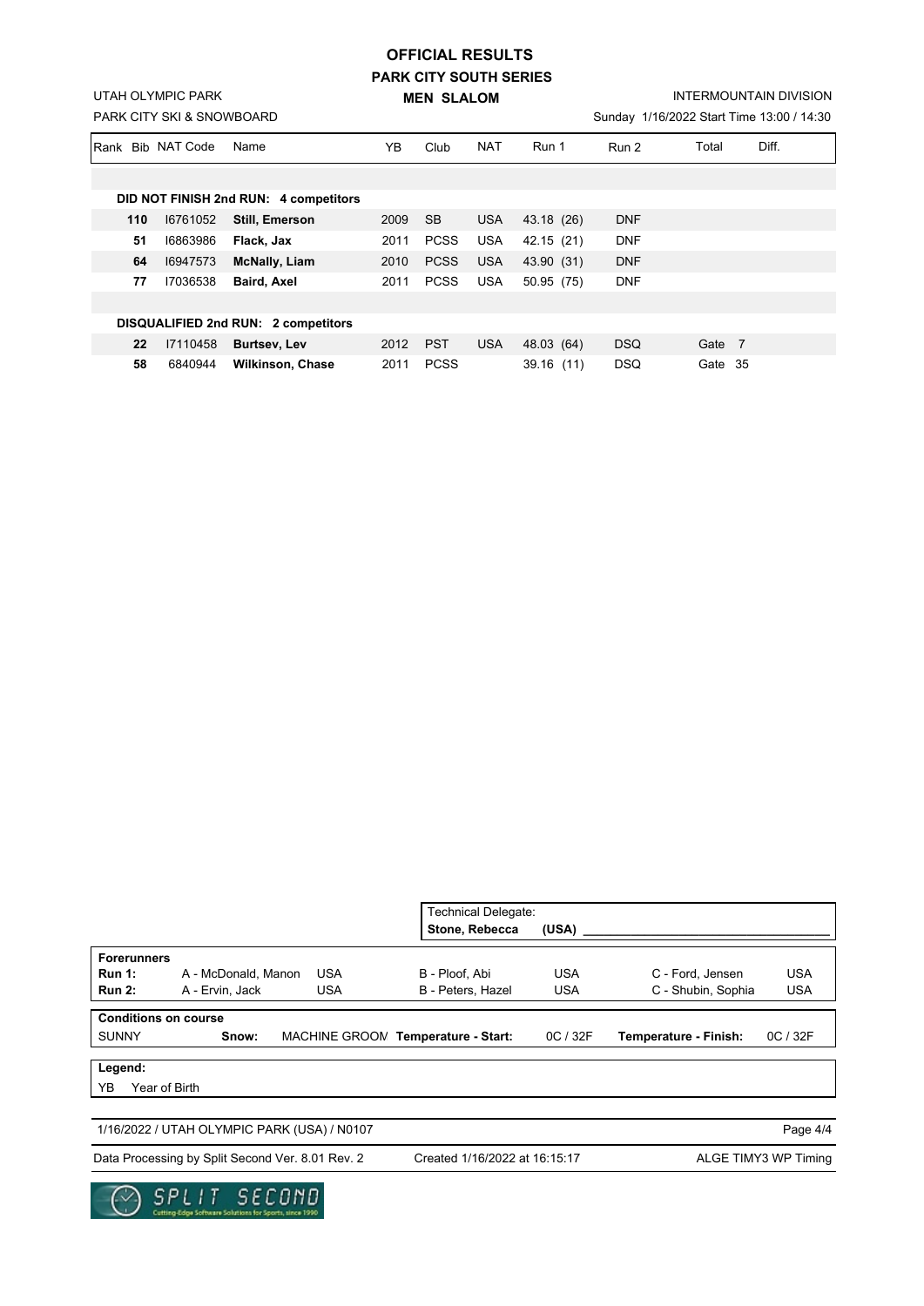# OFFICIAL RESULTS

## PARK CITY SOUTH SERIES

### MEN SLALOM

UTAH OLYMPIC PARK
PARK CITY SKI & SNOWBOARD

INTERMOUNTAIN DIVISION
Sunday 1/16/2022 Start Time 13:00 / 14:30

| Rank | Bib | NAT Code | Name | YB | Club | NAT | Run 1 | Run 2 | Total | Diff. |
|---|---|---|---|---|---|---|---|---|---|---|
| **DID NOT FINISH 2nd RUN: 4 competitors** | | | | | | | | | | |
| | **110** | I6761052 | **Still, Emerson** | 2009 | SB | USA | 43.18 (26) | DNF | | |
| | **51** | I6863986 | **Flack, Jax** | 2011 | PCSS | USA | 42.15 (21) | DNF | | |
| | **64** | I6947573 | **McNally, Liam** | 2010 | PCSS | USA | 43.90 (31) | DNF | | |
| | **77** | I7036538 | **Baird, Axel** | 2011 | PCSS | USA | 50.95 (75) | DNF | | |
| **DISQUALIFIED 2nd RUN: 2 competitors** | | | | | | | | | | |
| | **22** | I7110458 | **Burtsev, Lev** | 2012 | PST | USA | 48.03 (64) | DSQ | Gate 7 | |
| | **58** | 6840944 | **Wilkinson, Chase** | 2011 | PCSS | | 39.16 (11) | DSQ | Gate 35 | |

Technical Delegate: **Stone, Rebecca** **(USA)**

| **Forerunners** | | | | | | |
|---|---|---|---|---|---|---|
| **Run 1:** | A - McDonald, Manon | USA | B - Ploof, Abi | USA | C - Ford, Jensen | USA |
| **Run 2:** | A - Ervin, Jack | USA | B - Peters, Hazel | USA | C - Shubin, Sophia | USA |

**Conditions on course**

| | | | | | | |
|---|---|---|---|---|---|---|
| SUNNY | **Snow:** | MACHINE GROOM | **Temperature - Start:** | 0C / 32F | **Temperature - Finish:** | 0C / 32F |

**Legend:**
YB Year of Birth

1/16/2022 / UTAH OLYMPIC PARK (USA) / N0107

Data Processing by Split Second Ver. 8.01 Rev. 2 Created 1/16/2022 at 16:15:17 ALGE TIMY3 WP Timing